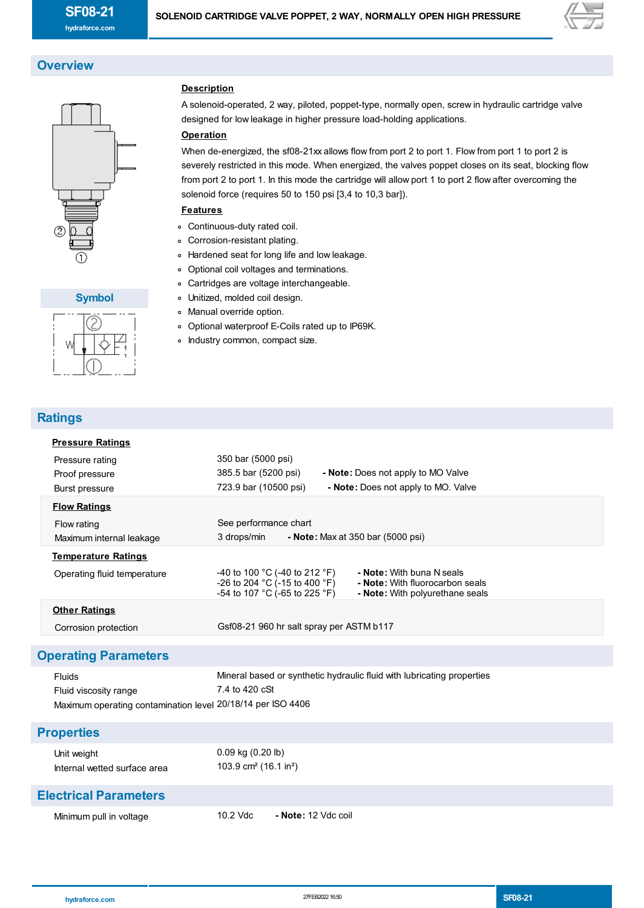# SF08-21

SOLENOID CARTRIDGE VALVE POPPET, 2 WAY, NORMALLY OPEN HIGH PRESSURE

## Overview

### Description

A solenoid-operated, 2 way, piloted, poppet-type, normally open, screw in hydraulic cartridge valve designed for low leakage in higher pressure load-holding applications.

### Operation

When de-energized, the sf08-21xx allows flow from port 2 to port 1. Flow from port 1 to port 2 is severely restricted in this mode. When energized, the valves poppet closes on its seat, blocking flow from port 2 to port 1. In this mode the cartridge will allow port 1 to port 2 flow after overcoming the solenoid force (requires 50 to 150 psi [3,4 to 10,3 bar]).

### Features

- Continuous-duty rated coil.
- Corrosion-resistant plating.
- Hardened seat for long life and low leakage.
- Optional coil voltages and terminations.
- Cartridges are voltage interchangeable.
- Unitized, molded coil design.
- Manual override option.
- Optional waterproof E-Coils rated up to IP69K.
- Industry common, compact size.

### Symbol

## Ratings

### Pressure Ratings

| | | |
|---|---|---|
| Pressure rating | 350 bar (5000 psi) | |
| Proof pressure | 385.5 bar (5200 psi) | **- Note:** Does not apply to MO Valve |
| Burst pressure | 723.9 bar (10500 psi) | **- Note:** Does not apply to MO. Valve |

### Flow Ratings

| | | |
|---|---|---|
| Flow rating | See performance chart | |
| Maximum internal leakage | 3 drops/min | **- Note:** Max at 350 bar (5000 psi) |

### Temperature Ratings

| | | |
|---|---|---|
| Operating fluid temperature | -40 to 100 °C (-40 to 212 °F) | **- Note:** With buna N seals |
| | -26 to 204 °C (-15 to 400 °F) | **- Note:** With fluorocarbon seals |
| | -54 to 107 °C (-65 to 225 °F) | **- Note:** With polyurethane seals |

### Other Ratings

| | |
|---|---|
| Corrosion protection | Gsf08-21 960 hr salt spray per ASTM b117 |

## Operating Parameters

| | |
|---|---|
| Fluids | Mineral based or synthetic hydraulic fluid with lubricating properties |
| Fluid viscosity range | 7.4 to 420 cSt |
| Maximum operating contamination level | 20/18/14 per ISO 4406 |

## Properties

| | |
|---|---|
| Unit weight | 0.09 kg (0.20 lb) |
| Internal wetted surface area | 103.9 cm² (16.1 in²) |

## Electrical Parameters

| | | |
|---|---|---|
| Minimum pull in voltage | 10.2 Vdc | **- Note:** 12 Vdc coil |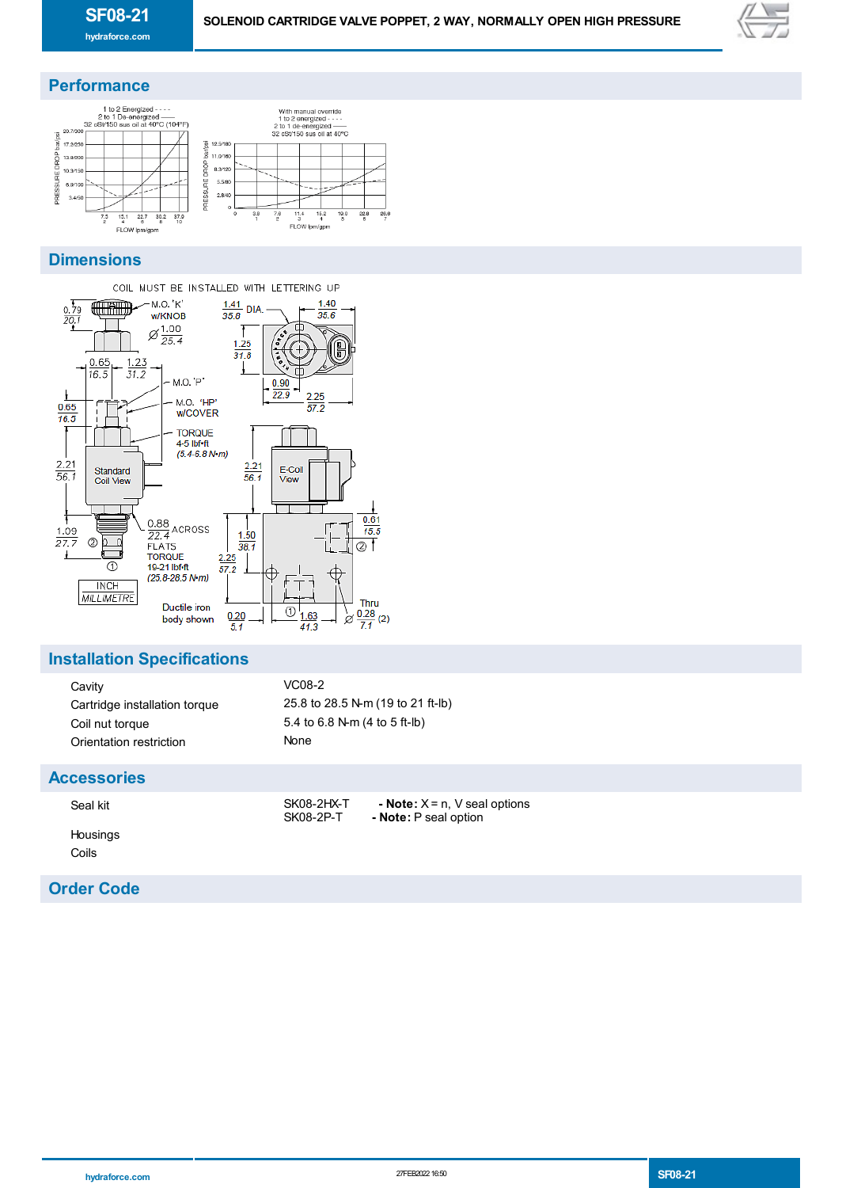## Performance

## Dimensions

## Installation Specifications

| | |
|---|---|
| Cavity | VC08-2 |
| Cartridge installation torque | 25.8 to 28.5 N-m (19 to 21 ft-lb) |
| Coil nut torque | 5.4 to 6.8 N-m (4 to 5 ft-lb) |
| Orientation restriction | None |

## Accessories

| | | |
|---|---|---|
| Seal kit | SK08-2HX-T | - **Note:** X = n, V seal options |
| | SK08-2P-T | - **Note:** P seal option |
| Housings | | |
| Coils | | |

## Order Code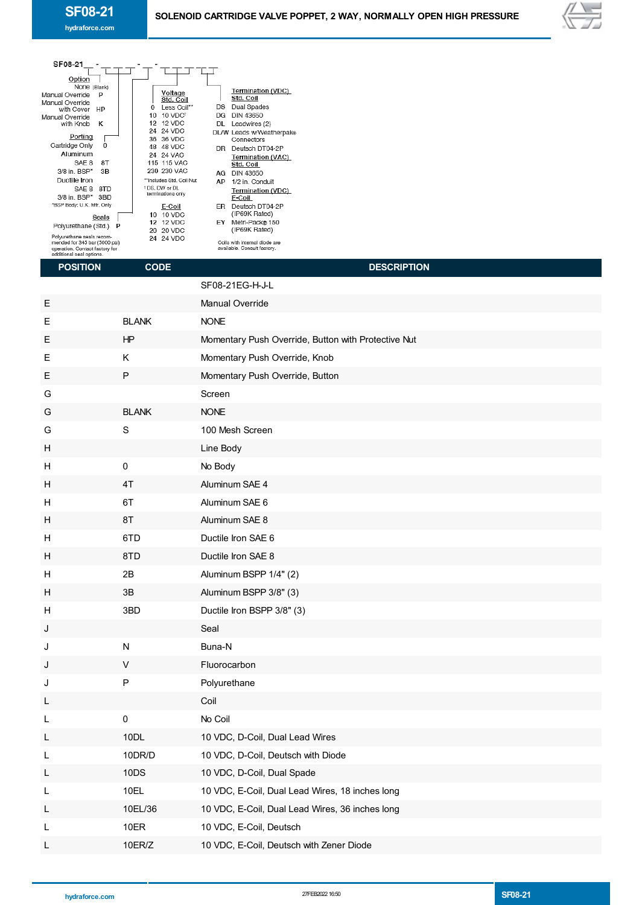# SF08-21

SOLENOID CARTRIDGE VALVE POPPET, 2 WAY, NORMALLY OPEN HIGH PRESSURE

SF08-21 __ - __ __ __ - __ - __ __ __ __

**Option**
- None (Blank)
- Manual Override P
- Manual Override with Cover HP
- Manual Override with Knob K

**Porting**
- Cartridge Only 0
- Aluminum
  - SAE 8 8T
  - 3/8 in. BSP* 3B
- Ductile Iron
  - SAE 8 8TD
  - 3/8 in. BSP* 3BD

*BSP Body: U.K. Mfr. Only

**Seals**
- Polyurethane (Std.) P

Polyurethane seals recommended for 345 bar (5000 psi) operation. Contact factory for additional seal options.

**Voltage**
**Std. Coil**
- 0 Less Coil**
- 10 10 VDC†
- 12 12 VDC
- 24 24 VDC
- 36 36 VDC
- 48 48 VDC
- 24 24 VAC
- 115 115 VAC
- 230 230 VAC

**Includes Std. Coil Nut
† DS, DW or DL terminations only

**E-Coil**
- 10 10 VDC
- 12 12 VDC
- 20 20 VDC
- 24 24 VDC

**Termination (VDC)**
**Std. Coil**
- DS Dual Spades
- DG DIN 43650
- DL Leadwires (2)
- DL/W Leads w/Weatherpak® Connectors
- DR Deutsch DT04-2P

**Termination (VAC)**
**Std. Coil**
- AG DIN 43650
- AP 1/2 in. Conduit

**Termination (VDC)**
**E-Coil**
- ER Deutsch DT04-2P (IP69K Rated)
- EY Metri-Pack® 150 (IP69K Rated)

Coils with internal diode are available. Consult factory.

| POSITION | CODE | DESCRIPTION |
|---|---|---|
| | | SF08-21EG-H-J-L |
| E | | Manual Override |
| E | BLANK | NONE |
| E | HP | Momentary Push Override, Button with Protective Nut |
| E | K | Momentary Push Override, Knob |
| E | P | Momentary Push Override, Button |
| G | | Screen |
| G | BLANK | NONE |
| G | S | 100 Mesh Screen |
| H | | Line Body |
| H | 0 | No Body |
| H | 4T | Aluminum SAE 4 |
| H | 6T | Aluminum SAE 6 |
| H | 8T | Aluminum SAE 8 |
| H | 6TD | Ductile Iron SAE 6 |
| H | 8TD | Ductile Iron SAE 8 |
| H | 2B | Aluminum BSPP 1/4" (2) |
| H | 3B | Aluminum BSPP 3/8" (3) |
| H | 3BD | Ductile Iron BSPP 3/8" (3) |
| J | | Seal |
| J | N | Buna-N |
| J | V | Fluorocarbon |
| J | P | Polyurethane |
| L | | Coil |
| L | 0 | No Coil |
| L | 10DL | 10 VDC, D-Coil, Dual Lead Wires |
| L | 10DR/D | 10 VDC, D-Coil, Deutsch with Diode |
| L | 10DS | 10 VDC, D-Coil, Dual Spade |
| L | 10EL | 10 VDC, E-Coil, Dual Lead Wires, 18 inches long |
| L | 10EL/36 | 10 VDC, E-Coil, Dual Lead Wires, 36 inches long |
| L | 10ER | 10 VDC, E-Coil, Deutsch |
| L | 10ER/Z | 10 VDC, E-Coil, Deutsch with Zener Diode |

27FEB2022 16:50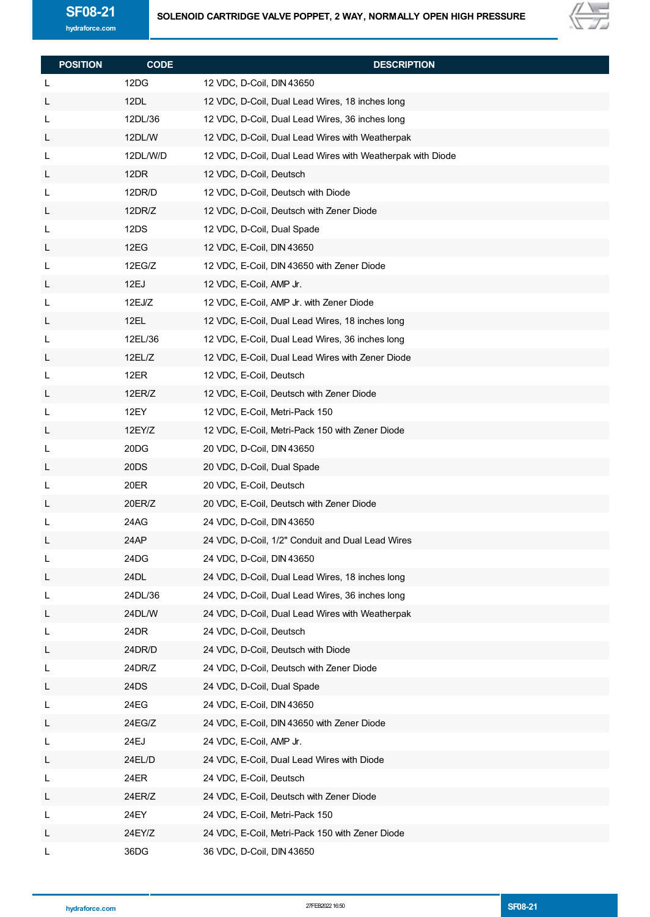| POSITION | CODE | DESCRIPTION |
|---|---|---|
| L | 12DG | 12 VDC, D-Coil, DIN 43650 |
| L | 12DL | 12 VDC, D-Coil, Dual Lead Wires, 18 inches long |
| L | 12DL/36 | 12 VDC, D-Coil, Dual Lead Wires, 36 inches long |
| L | 12DL/W | 12 VDC, D-Coil, Dual Lead Wires with Weatherpak |
| L | 12DL/W/D | 12 VDC, D-Coil, Dual Lead Wires with Weatherpak with Diode |
| L | 12DR | 12 VDC, D-Coil, Deutsch |
| L | 12DR/D | 12 VDC, D-Coil, Deutsch with Diode |
| L | 12DR/Z | 12 VDC, D-Coil, Deutsch with Zener Diode |
| L | 12DS | 12 VDC, D-Coil, Dual Spade |
| L | 12EG | 12 VDC, E-Coil, DIN 43650 |
| L | 12EG/Z | 12 VDC, E-Coil, DIN 43650 with Zener Diode |
| L | 12EJ | 12 VDC, E-Coil, AMP Jr. |
| L | 12EJ/Z | 12 VDC, E-Coil, AMP Jr. with Zener Diode |
| L | 12EL | 12 VDC, E-Coil, Dual Lead Wires, 18 inches long |
| L | 12EL/36 | 12 VDC, E-Coil, Dual Lead Wires, 36 inches long |
| L | 12EL/Z | 12 VDC, E-Coil, Dual Lead Wires with Zener Diode |
| L | 12ER | 12 VDC, E-Coil, Deutsch |
| L | 12ER/Z | 12 VDC, E-Coil, Deutsch with Zener Diode |
| L | 12EY | 12 VDC, E-Coil, Metri-Pack 150 |
| L | 12EY/Z | 12 VDC, E-Coil, Metri-Pack 150 with Zener Diode |
| L | 20DG | 20 VDC, D-Coil, DIN 43650 |
| L | 20DS | 20 VDC, D-Coil, Dual Spade |
| L | 20ER | 20 VDC, E-Coil, Deutsch |
| L | 20ER/Z | 20 VDC, E-Coil, Deutsch with Zener Diode |
| L | 24AG | 24 VDC, D-Coil, DIN 43650 |
| L | 24AP | 24 VDC, D-Coil, 1/2" Conduit and Dual Lead Wires |
| L | 24DG | 24 VDC, D-Coil, DIN 43650 |
| L | 24DL | 24 VDC, D-Coil, Dual Lead Wires, 18 inches long |
| L | 24DL/36 | 24 VDC, D-Coil, Dual Lead Wires, 36 inches long |
| L | 24DL/W | 24 VDC, D-Coil, Dual Lead Wires with Weatherpak |
| L | 24DR | 24 VDC, D-Coil, Deutsch |
| L | 24DR/D | 24 VDC, D-Coil, Deutsch with Diode |
| L | 24DR/Z | 24 VDC, D-Coil, Deutsch with Zener Diode |
| L | 24DS | 24 VDC, D-Coil, Dual Spade |
| L | 24EG | 24 VDC, E-Coil, DIN 43650 |
| L | 24EG/Z | 24 VDC, E-Coil, DIN 43650 with Zener Diode |
| L | 24EJ | 24 VDC, E-Coil, AMP Jr. |
| L | 24EL/D | 24 VDC, E-Coil, Dual Lead Wires with Diode |
| L | 24ER | 24 VDC, E-Coil, Deutsch |
| L | 24ER/Z | 24 VDC, E-Coil, Deutsch with Zener Diode |
| L | 24EY | 24 VDC, E-Coil, Metri-Pack 150 |
| L | 24EY/Z | 24 VDC, E-Coil, Metri-Pack 150 with Zener Diode |
| L | 36DG | 36 VDC, D-Coil, DIN 43650 |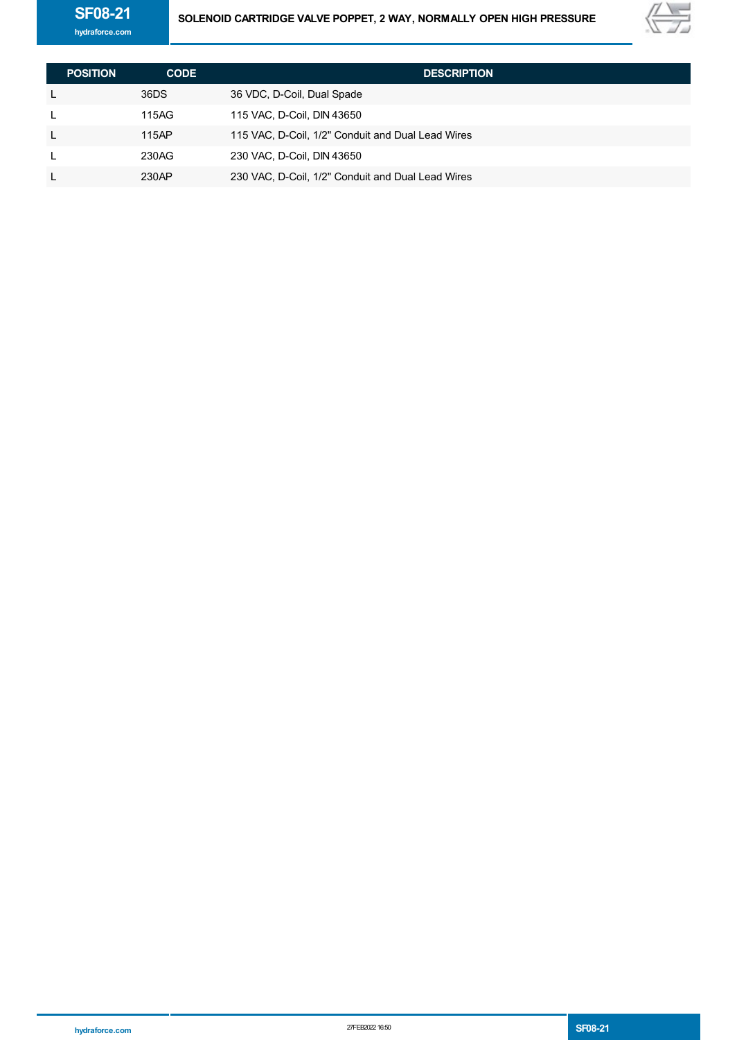| POSITION | CODE | DESCRIPTION |
|---|---|---|
| L | 36DS | 36 VDC, D-Coil, Dual Spade |
| L | 115AG | 115 VAC, D-Coil, DIN 43650 |
| L | 115AP | 115 VAC, D-Coil, 1/2" Conduit and Dual Lead Wires |
| L | 230AG | 230 VAC, D-Coil, DIN 43650 |
| L | 230AP | 230 VAC, D-Coil, 1/2" Conduit and Dual Lead Wires |